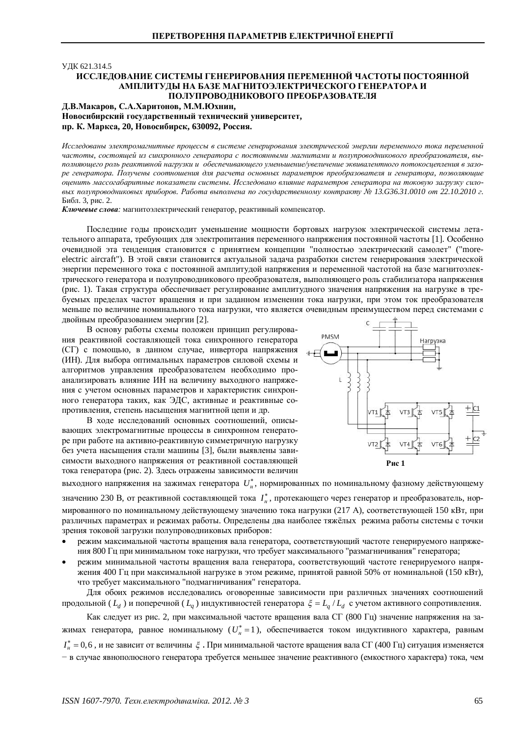УДК 621.314.5

# ИССЛЕДОВАНИЕ СИСТЕМЫ ГЕНЕРИРОВАНИЯ ПЕРЕМЕННОЙ ЧАСТОТЫ ПОСТОЯННОЙ АМПЛИТУДЫ НА БАЗЕ МАГНИТОЭЛЕКТРИЧЕСКОГО ГЕНЕРАТОРА И ПОЛУПРОВОДНИКОВОГО ПРЕОБРАЗОВАТЕЛЯ

**Д.В.Макаров, С.А.Харитонов, М.М.Юхнин,**
**Новосибирский государственный технический университет,**
**пр. К. Маркса, 20, Новосибирск, 630092, Россия.**

*Исследованы электромагнитные процессы в системе генерирования электрической энергии переменного тока переменной частоты, состоящей из синхронного генератора с постоянными магнитами и полупроводникового преобразователя, выполняющего роль реактивной нагрузки и обеспечивающего уменьшение/увеличение эквивалентного потокосцепления в зазоре генератора. Получены соотношения для расчета основных параметров преобразователя и генератора, позволяющие оценить массогабаритные показатели системы. Исследовано влияние параметров генератора на токовую загрузку силовых полупроводниковых приборов. Работа выполнена по государственному контракту № 13.G36.31.0010 от 22.10.2010 г.* Библ. 3, рис. 2.

***Ключевые слова:*** магнитоэлектрический генератор, реактивный компенсатор.

Последние годы происходит уменьшение мощности бортовых нагрузок электрической системы летательного аппарата, требующих для электропитания переменного напряжения постоянной частоты [1]. Особенно очевидной эта тенденция становится с принятием концепции "полностью электрический самолет" ("more-electric aircraft"). В этой связи становится актуальной задача разработки систем генерирования электрической энергии переменного тока с постоянной амплитудой напряжения и переменной частотой на базе магнитоэлектрического генератора и полупроводникового преобразователя, выполняющего роль стабилизатора напряжения (рис. 1). Такая структура обеспечивает регулирование амплитудного значения напряжения на нагрузке в требуемых пределах частот вращения и при заданном изменении тока нагрузки, при этом ток преобразователя меньше по величине номинального тока нагрузки, что является очевидным преимуществом перед системами с двойным преобразованием энергии [2].

В основу работы схемы положен принцип регулирования реактивной составляющей тока синхронного генератора (СГ) с помощью, в данном случае, инвертора напряжения (ИН). Для выбора оптимальных параметров силовой схемы и алгоритмов управления преобразователем необходимо проанализировать влияние ИН на величину выходного напряжения с учетом основных параметров и характеристик синхронного генератора таких, как ЭДС, активные и реактивные сопротивления, степень насыщения магнитной цепи и др.

В ходе исследований основных соотношений, описывающих электромагнитные процессы в синхронном генераторе при работе на активно-реактивную симметричную нагрузку без учета насыщения стали машины [3], были выявлены зависимости выходного напряжения от реактивной составляющей тока генератора (рис. 2). Здесь отражены зависимости величин выходного напряжения на зажимах генератора $U_н^*$, нормированных по номинальному фазному действующему значению 230 В, от реактивной составляющей тока $I_н^*$, протекающего через генератор и преобразователь, нормированного по номинальному действующему значению тока нагрузки (217 А), соответствующей 150 кВт, при различных параметрах и режимах работы. Определены два наиболее тяжёлых режима работы системы с точки зрения токовой загрузки полупроводниковых приборов:

**Рис 1**

- режим максимальной частоты вращения вала генератора, соответствующий частоте генерируемого напряжения 800 Гц при минимальном токе нагрузки, что требует максимального "размагничивания" генератора;
- режим минимальной частоты вращения вала генератора, соответствующий частоте генерируемого напряжения 400 Гц при максимальной нагрузке в этом режиме, принятой равной 50% от номинальной (150 кВт), что требует максимального "подмагничивания" генератора.

Для обоих режимов исследовались оговоренные зависимости при различных значениях соотношений продольной ($L_d$) и поперечной ($L_q$) индуктивностей генератора $\xi = L_q / L_d$ с учетом активного сопротивления.

Как следует из рис. 2, при максимальной частоте вращения вала СГ (800 Гц) значение напряжения на зажимах генератора, равное номинальному ($U_н^* = 1$), обеспечивается током индуктивного характера, равным $I_н^* = 0,6$, и не зависит от величины $\xi$. При минимальной частоте вращения вала СГ (400 Гц) ситуация изменяется − в случае явнополюсного генератора требуется меньшее значение реактивного (емкостного характера) тока, чем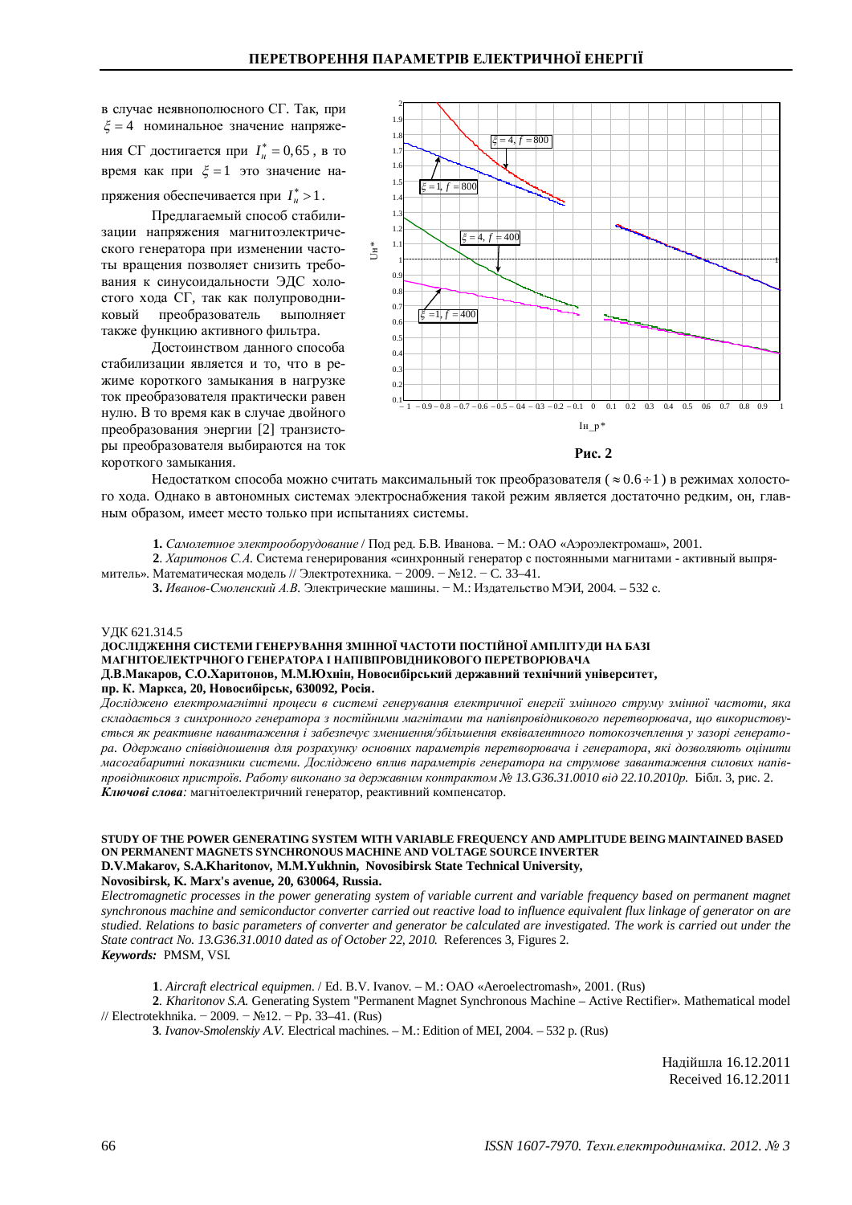в случае неявнополюсного СГ. Так, при $\xi = 4$ номинальное значение напряжения СГ достигается при $I_н^* = 0,65$, в то время как при $\xi = 1$ это значение напряжения обеспечивается при $I_н^* > 1$.

Предлагаемый способ стабилизации напряжения магнитоэлектрического генератора при изменении частоты вращения позволяет снизить требования к синусоидальности ЭДС холостого хода СГ, так как полупроводниковый преобразователь выполняет также функцию активного фильтра.

Достоинством данного способа стабилизации является и то, что в режиме короткого замыкания в нагрузке ток преобразователя практически равен нулю. В то время как в случае двойного преобразования энергии [2] транзисторы преобразователя выбираются на ток короткого замыкания.

2
1.9
1.8
1.7
1.6
1.5
1.4
1.3
1.2
1.1
1
0.9
0.8
0.7
0.6
0.5
0.4
0.3
0.2
0.1

Uн*

$\xi = 4,\ f = 800$

$\xi = 1,\ f = 800$

$\xi = 4,\ f = 400$

$\xi = 1,\ f = 400$

− 1 − 0.9 − 0.8 − 0.7 − 0.6 − 0.5 − 0.4 − 0.3 − 0.2 − 0.1 0 0.1 0.2 0.3 0.4 0.5 0.6 0.7 0.8 0.9 1

Iн_р*

**Рис. 2**

Недостатком способа можно считать максимальный ток преобразователя ($\approx 0.6 \div 1$) в режимах холостого хода. Однако в автономных системах электроснабжения такой режим является достаточно редким, он, главным образом, имеет место только при испытаниях системы.

**1.** *Самолетное электрооборудование* / Под ред. Б.В. Иванова. − М.: ОАО «Аэроэлектромаш», 2001.

**2**. *Харитонов С.А.* Система генерирования «синхронный генератор с постоянными магнитами - активный выпрямитель». Математическая модель // Электротехника. − 2009. − №12. − С. 33–41.

**3.** *Иванов-Смоленский А.В.* Электрические машины. − М.: Издательство МЭИ, 2004. – 532 с.

УДК 621.314.5

**ДОСЛІДЖЕННЯ СИСТЕМИ ГЕНЕРУВАННЯ ЗМІННОЇ ЧАСТОТИ ПОСТІЙНОЇ АМПЛІТУДИ НА БАЗІ МАГНІТОЕЛЕКТРЧНОГО ГЕНЕРАТОРА І НАПІВПРОВІДНИКОВОГО ПЕРЕТВОРЮВАЧА**

**Д.В.Макаров, С.О.Харитонов, М.М.Юхнін, Новосибірський державний технічний університет, пр. К. Маркса, 20, Новосибірськ, 630092, Росія.**

*Досліджено електромагнітні процеси в системі генерування електричної енергії змінного струму змінної частоти, яка складається з синхронного генератора з постійними магнітами та напівпровідникового перетворювача, що використовується як реактивне навантаження і забезпечує зменшення/збільшення еквівалентного потокозчеплення у зазорі генератора. Одержано співвідношення для розрахунку основних параметрів перетворювача і генератора, які дозволяють оцінити масогабаритні показники системи. Досліджено вплив параметрів генератора на струмове завантаження силових напівпровідникових пристроїв. Роботу виконано за державним контрактом № 13.G36.31.0010 від 22.10.2010р.* Бібл. 3, рис. 2.

***Ключові слова:*** магнітоелектричний генератор, реактивний компенсатор.

**STUDY OF THE POWER GENERATING SYSTEM WITH VARIABLE FREQUENCY AND AMPLITUDE BEING MAINTAINED BASED ON PERMANENT MAGNETS SYNCHRONOUS MACHINE AND VOLTAGE SOURCE INVERTER**

**D.V.Makarov, S.A.Kharitonov, M.M.Yukhnin, Novosibirsk State Technical University, Novosibirsk, K. Marx's avenue, 20, 630064, Russia.**

*Electromagnetic processes in the power generating system of variable current and variable frequency based on permanent magnet synchronous machine and semiconductor converter carried out reactive load to influence equivalent flux linkage of generator on are studied. Relations to basic parameters of converter and generator be calculated are investigated. The work is carried out under the State contract No. 13.G36.31.0010 dated as of October 22, 2010.* References 3, Figures 2.

***Keywords:*** PMSM, VSI.

**1**. *Aircraft electrical equipmen*. / Ed. B.V. Ivanov. – M.: OAO «Aeroelectromash», 2001. (Rus)

**2**. *Kharitonov S.A.* Generating System "Permanent Magnet Synchronous Machine – Active Rectifier». Mathematical model // Electrotekhnika. − 2009. − №12. − Pp. 33–41. (Rus)

**3**. *Ivanov-Smolenskiy A.V.* Electrical machines. – M.: Edition of MEI, 2004. – 532 p. (Rus)

Надійшла 16.12.2011
Received 16.12.2011